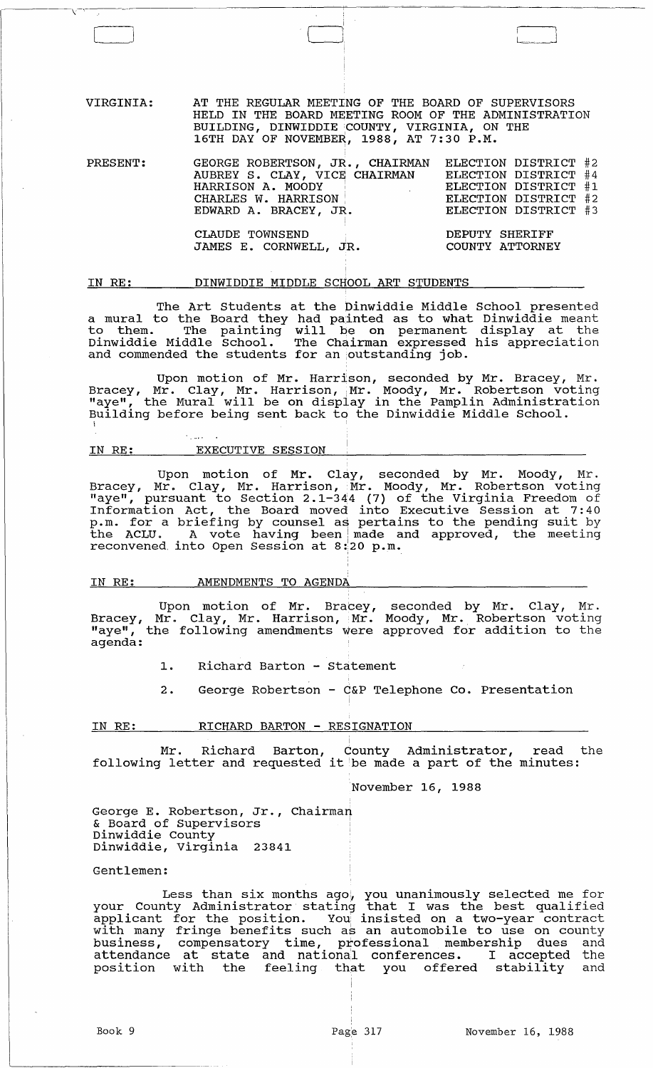VIRGINIA: AT THE REGULAR MEETING OF THE BOARD OF SUPERVISORS HELD IN THE BOARD MEETING ROOM OF THE ADMINISTRATION BUILDING, DINWIDDIE COUNTY, VIRGINIA, ON THE 16TH DAY OF NOVEMBER, 1988, AT 7:30 P.M.

| PRESENT: | | |
|---|---|---|
| | GEORGE ROBERTSON, JR., CHAIRMAN | ELECTION DISTRICT #2 |
| | AUBREY S. CLAY, VICE CHAIRMAN | ELECTION DISTRICT #4 |
| | HARRISON A. MOODY | ELECTION DISTRICT #1 |
| | CHARLES W. HARRISON | ELECTION DISTRICT #2 |
| | EDWARD A. BRACEY, JR. | ELECTION DISTRICT #3 |
| | CLAUDE TOWNSEND | DEPUTY SHERIFF |
| | JAMES E. CORNWELL, JR. | COUNTY ATTORNEY |

## IN RE: DINWIDDIE MIDDLE SCHOOL ART STUDENTS

The Art Students at the Dinwiddie Middle School presented a mural to the Board they had painted as to what Dinwiddie meant to them. The painting will be on permanent display at the Dinwiddie Middle School. The Chairman expressed his appreciation and commended the students for an outstanding job.

Upon motion of Mr. Harrison, seconded by Mr. Bracey, Mr. Bracey, Mr. Clay, Mr. Harrison, Mr. Moody, Mr. Robertson voting "aye", the Mural will be on display in the Pamplin Administration Building before being sent back to the Dinwiddie Middle School.

## IN RE: EXECUTIVE SESSION

Upon motion of Mr. Clay, seconded by Mr. Moody, Mr. Bracey, Mr. Clay, Mr. Harrison, Mr. Moody, Mr. Robertson voting "aye", pursuant to Section 2.1-344 (7) of the Virginia Freedom of Information Act, the Board moved into Executive Session at 7:40 p.m. for a briefing by counsel as pertains to the pending suit by the ACLU. A vote having been made and approved, the meeting reconvened into Open Session at 8:20 p.m.

## IN RE: AMENDMENTS TO AGENDA

Upon motion of Mr. Bracey, seconded by Mr. Clay, Mr. Bracey, Mr. Clay, Mr. Harrison, Mr. Moody, Mr. Robertson voting "aye", the following amendments were approved for addition to the agenda:

1. Richard Barton - Statement
2. George Robertson - C&P Telephone Co. Presentation

## IN RE: RICHARD BARTON - RESIGNATION

Mr. Richard Barton, County Administrator, read the following letter and requested it be made a part of the minutes:

November 16, 1988

George E. Robertson, Jr., Chairman
& Board of Supervisors
Dinwiddie County
Dinwiddie, Virginia 23841

Gentlemen:

Less than six months ago, you unanimously selected me for your County Administrator stating that I was the best qualified applicant for the position. You insisted on a two-year contract with many fringe benefits such as an automobile to use on county business, compensatory time, professional membership dues and attendance at state and national conferences. I accepted the position with the feeling that you offered stability and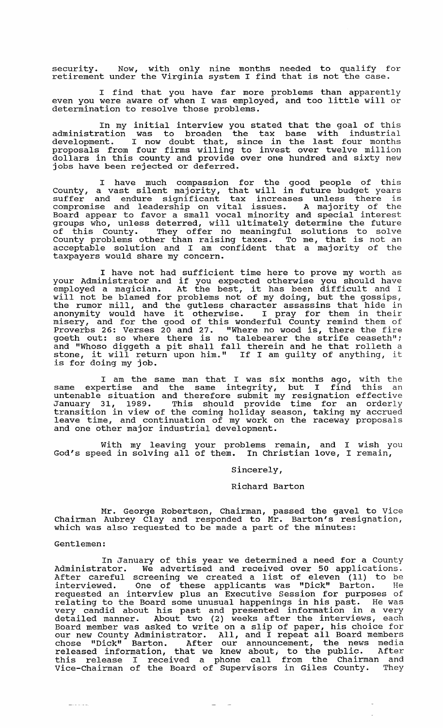security. Now, with only nine months needed to qualify for retirement under the Virginia system I find that is not the case.

I find that you have far more problems than apparently even you were aware of when I was employed, and too little will or determination to resolve those problems.

In my initial interview you stated that the goal of this administration was to broaden the tax base with industrial development. I now doubt that, since in the last four months proposals from four firms willing to invest over twelve million dollars in this county and provide over one hundred and sixty new jobs have been rejected or deferred.

I have much compassion for the good people of this County, a vast silent majority, that will in future budget years suffer and endure significant tax increases unless there is compromise and leadership on vital issues. A majority of the Board appear to favor a small vocal minority and special interest groups who, unless deterred, will ultimately determine the future of this County. They offer no meaningful solutions to solve County problems other than raising taxes. To me, that is not an acceptable solution and I am confident that a majority of the taxpayers would share my concern.

I have not had sufficient time here to prove my worth as your Administrator and if you expected otherwise you should have employed a magician. At the best, it has been difficult and I will not be blamed for problems not of my doing, but the gossips, the rumor mill, and the gutless character assassins that hide in anonymity would have it otherwise. I pray for them in their misery, and for the good of this wonderful County remind them of Proverbs 26: Verses 20 and 27. "Where no wood is, there the fire goeth out: so where there is no talebearer the strife ceaseth"; and "Whoso diggeth a pit shall fall therein and he that rolleth a stone, it will return upon him." If I am guilty of anything, it is for doing my job.

I am the same man that I was six months ago, with the same expertise and the same integrity, but I find this an untenable situation and therefore submit my resignation effective January 31, 1989. This should provide time for an orderly transition in view of the coming holiday season, taking my accrued leave time, and continuation of my work on the raceway proposals and one other major industrial development.

With my leaving your problems remain, and I wish you God's speed in solving all of them. In Christian love, I remain,

Sincerely,

Richard Barton

Mr. George Robertson, Chairman, passed the gavel to Vice Chairman Aubrey Clay and responded to Mr. Barton's resignation, which was also requested to be made a part of the minutes:

Gentlemen:

In January of this year we determined a need for a County Administrator. We advertised and received over 50 applications. After careful screening we created a list of eleven (11) to be interviewed. One of these applicants was "Dick" Barton. He requested an interview plus an Executive Session for purposes of relating to the Board some unusual happenings in his past. He was very candid about his past and presented information in a very detailed manner. About two (2) weeks after the interviews, each Board member was asked to write on a slip of paper, his choice for our new County Administrator. All, and I repeat all Board members chose "Dick" Barton. After our announcement, the news media released information, that we knew about, to the public. After this release I received a phone call from the Chairman and Vice-Chairman of the Board of Supervisors in Giles County. They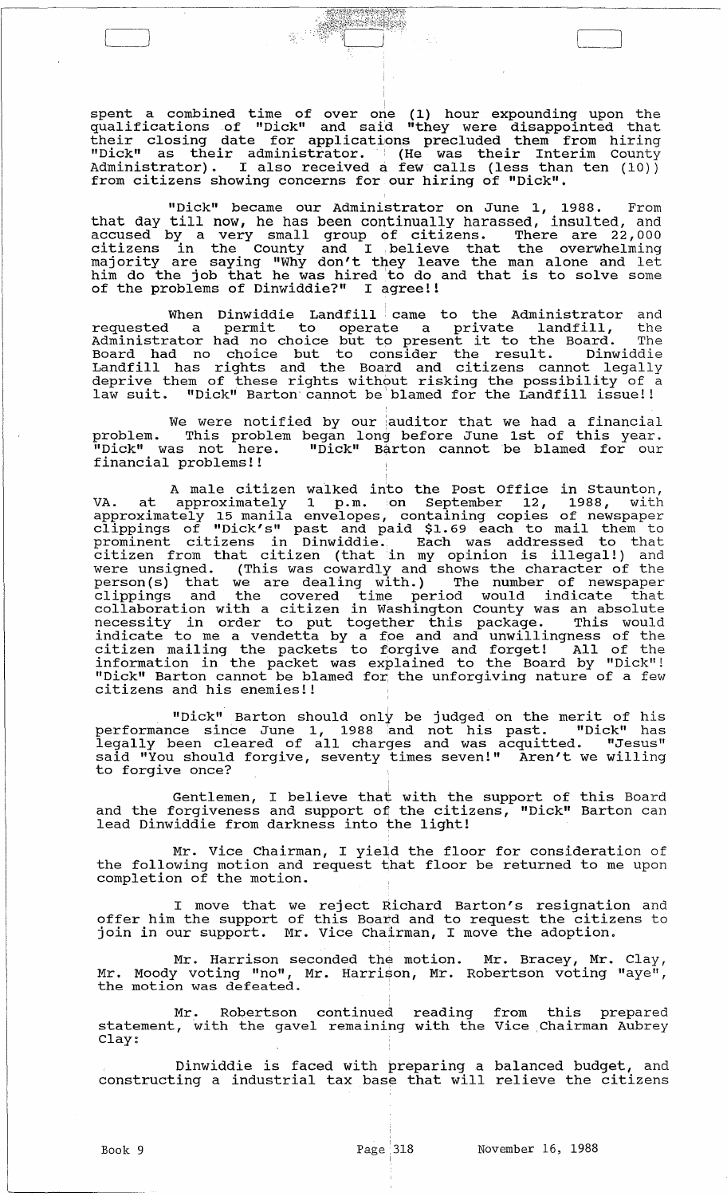spent a combined time of over one (1) hour expounding upon the qualifications of "Dick" and said "they were disappointed that their closing date for applications precluded them from hiring "Dick" as their administrator. (He was their Interim County Administrator). I also received a few calls (less than ten (10)) from citizens showing concerns for our hiring of "Dick".

"Dick" became our Administrator on June 1, 1988. From that day till now, he has been continually harassed, insulted, and accused by a very small group of citizens. There are 22,000 citizens in the County and I believe that the overwhelming majority are saying "Why don't they leave the man alone and let him do the job that he was hired to do and that is to solve some of the problems of Dinwiddie?" I agree!!

When Dinwiddie Landfill came to the Administrator and requested a permit to operate a private landfill, the Administrator had no choice but to present it to the Board. The Board had no choice but to consider the result. Dinwiddie Landfill has rights and the Board and citizens cannot legally deprive them of these rights without risking the possibility of a law suit. "Dick" Barton cannot be blamed for the Landfill issue!!

We were notified by our auditor that we had a financial problem. This problem began long before June 1st of this year. "Dick" was not here. "Dick" Barton cannot be blamed for our financial problems!!

A male citizen walked into the Post Office in Staunton, VA. at approximately 1 p.m. on September 12, 1988, with approximately 15 manila envelopes, containing copies of newspaper clippings of "Dick's" past and paid $1.69 each to mail them to prominent citizens in Dinwiddie. Each was addressed to that citizen from that citizen (that in my opinion is illegal!) and were unsigned. (This was cowardly and shows the character of the person(s) that we are dealing with.) The number of newspaper clippings and the covered time period would indicate that collaboration with a citizen in Washington County was an absolute necessity in order to put together this package. This would indicate to me a vendetta by a foe and and unwillingness of the citizen mailing the packets to forgive and forget! All of the information in the packet was explained to the Board by "Dick"! "Dick" Barton cannot be blamed for the unforgiving nature of a few citizens and his enemies!!

"Dick" Barton should only be judged on the merit of his performance since June 1, 1988 and not his past. "Dick" has legally been cleared of all charges and was acquitted. "Jesus" said "You should forgive, seventy times seven!" Aren't we willing to forgive once?

Gentlemen, I believe that with the support of this Board and the forgiveness and support of the citizens, "Dick" Barton can lead Dinwiddie from darkness into the light!

Mr. Vice Chairman, I yield the floor for consideration of the following motion and request that floor be returned to me upon completion of the motion.

I move that we reject Richard Barton's resignation and offer him the support of this Board and to request the citizens to join in our support. Mr. Vice Chairman, I move the adoption.

Mr. Harrison seconded the motion. Mr. Bracey, Mr. Clay, Mr. Moody voting "no", Mr. Harrison, Mr. Robertson voting "aye", the motion was defeated.

Mr. Robertson continued reading from this prepared statement, with the gavel remaining with the Vice Chairman Aubrey Clay:

Dinwiddie is faced with preparing a balanced budget, and constructing a industrial tax base that will relieve the citizens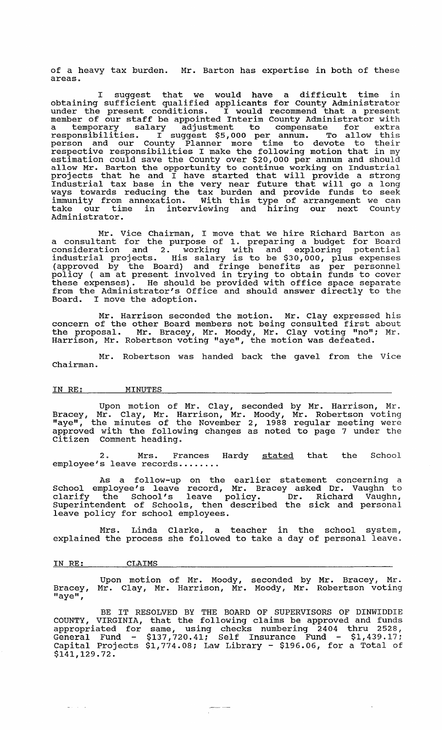of a heavy tax burden. Mr. Barton has expertise in both of these areas.

I suggest that we would have a difficult time in obtaining sufficient qualified applicants for County Administrator under the present conditions. I would recommend that a present member of our staff be appointed Interim County Administrator with a temporary salary adjustment to compensate for extra responsibilities. I suggest $5,000 per annum. To allow this person and our County Planner more time to devote to their respective responsibilities I make the following motion that in my estimation could save the County over $20,000 per annum and should allow Mr. Barton the opportunity to continue working on Industrial projects that he and I have started that will provide a strong Industrial tax base in the very near future that will go a long ways towards reducing the tax burden and provide funds to seek immunity from annexation. With this type of arrangement we can take our time in interviewing and hiring our next County Administrator.

Mr. Vice Chairman, I move that we hire Richard Barton as a consultant for the purpose of 1. preparing a budget for Board consideration and 2. working with and exploring potential industrial projects. His salary is to be $30,000, plus expenses (approved by the Board) and fringe benefits as per personnel policy ( am at present involved in trying to obtain funds to cover these expenses). He should be provided with office space separate from the Administrator's Office and should answer directly to the Board. I move the adoption.

Mr. Harrison seconded the motion. Mr. Clay expressed his concern of the other Board members not being consulted first about the proposal. Mr. Bracey, Mr. Moody, Mr. Clay voting "no"; Mr. Harrison, Mr. Robertson voting "aye", the motion was defeated.

Mr. Robertson was handed back the gavel from the Vice Chairman.

IN RE: MINUTES

Upon motion of Mr. Clay, seconded by Mr. Harrison, Mr. Bracey, Mr. Clay, Mr. Harrison, Mr. Moody, Mr. Robertson voting "aye", the minutes of the November 2, 1988 regular meeting were approved with the following changes as noted to page 7 under the Citizen Comment heading.

2. Mrs. Frances Hardy <u>stated</u> that the School employee's leave records.......

As a follow-up on the earlier statement concerning a School employee's leave record, Mr. Bracey asked Dr. Vaughn to clarify the School's leave policy. Dr. Richard Vaughn, Superintendent of Schools, then described the sick and personal leave policy for school employees.

Mrs. Linda Clarke, a teacher in the school system, explained the process she followed to take a day of personal leave.

IN RE: CLAIMS

Upon motion of Mr. Moody, seconded by Mr. Bracey, Mr. Bracey, Mr. Clay, Mr. Harrison, Mr. Moody, Mr. Robertson voting "aye",

BE IT RESOLVED BY THE BOARD OF SUPERVISORS OF DINWIDDIE COUNTY, VIRGINIA, that the following claims be approved and funds appropriated for same, using checks numbering 2404 thru 2528, General Fund - $137,720.41; Self Insurance Fund - $1,439.17; Capital Projects $1,774.08; Law Library - $196.06, for a Total of $141,129.72.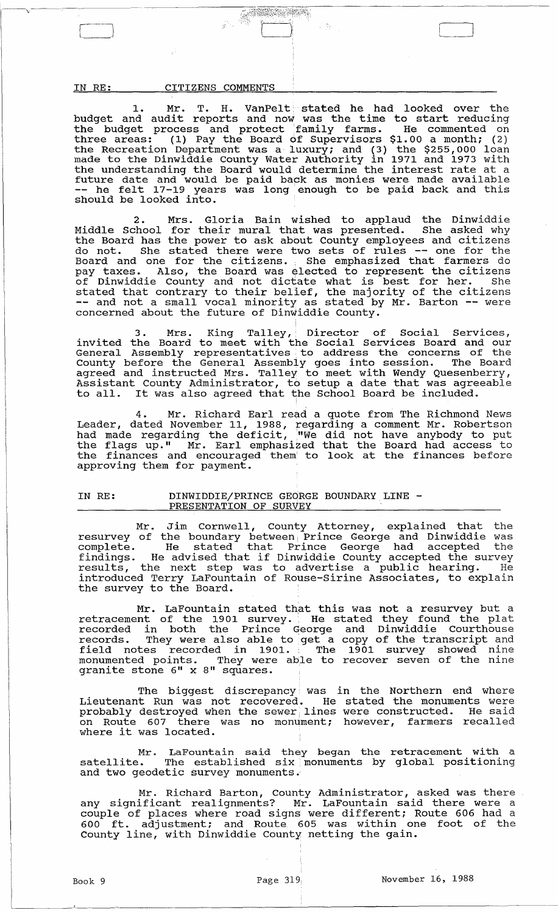IN RE: CITIZENS COMMENTS

1. Mr. T. H. VanPelt stated he had looked over the budget and audit reports and now was the time to start reducing the budget process and protect family farms. He commented on three areas: (1) Pay the Board of Supervisors $1.00 a month; (2) the Recreation Department was a luxury; and (3) the $255,000 loan made to the Dinwiddie County Water Authority in 1971 and 1973 with the understanding the Board would determine the interest rate at a future date and would be paid back as monies were made available -- he felt 17-19 years was long enough to be paid back and this should be looked into.

2. Mrs. Gloria Bain wished to applaud the Dinwiddie Middle School for their mural that was presented. She asked why the Board has the power to ask about County employees and citizens do not. She stated there were two sets of rules -- one for the Board and one for the citizens. She emphasized that farmers do pay taxes. Also, the Board was elected to represent the citizens of Dinwiddie County and not dictate what is best for her. She stated that contrary to their belief, the majority of the citizens -- and not a small vocal minority as stated by Mr. Barton -- were concerned about the future of Dinwiddie County.

3. Mrs. King Talley, Director of Social Services, invited the Board to meet with the Social Services Board and our General Assembly representatives to address the concerns of the County before the General Assembly goes into session. The Board agreed and instructed Mrs. Talley to meet with Wendy Quesenberry, Assistant County Administrator, to setup a date that was agreeable to all. It was also agreed that the School Board be included.

4. Mr. Richard Earl read a quote from The Richmond News Leader, dated November 11, 1988, regarding a comment Mr. Robertson had made regarding the deficit, "We did not have anybody to put the flags up." Mr. Earl emphasized that the Board had access to the finances and encouraged them to look at the finances before approving them for payment.

IN RE: DINWIDDIE/PRINCE GEORGE BOUNDARY LINE - PRESENTATION OF SURVEY

Mr. Jim Cornwell, County Attorney, explained that the resurvey of the boundary between Prince George and Dinwiddie was complete. He stated that Prince George had accepted the findings. He advised that if Dinwiddie County accepted the survey results, the next step was to advertise a public hearing. He introduced Terry LaFountain of Rouse-Sirine Associates, to explain the survey to the Board.

Mr. LaFountain stated that this was not a resurvey but a retracement of the 1901 survey. He stated they found the plat recorded in both the Prince George and Dinwiddie Courthouse records. They were also able to get a copy of the transcript and field notes recorded in 1901. The 1901 survey showed nine monumented points. They were able to recover seven of the nine granite stone 6" x 8" squares.

The biggest discrepancy was in the Northern end where Lieutenant Run was not recovered. He stated the monuments were probably destroyed when the sewer lines were constructed. He said on Route 607 there was no monument; however, farmers recalled where it was located.

Mr. LaFountain said they began the retracement with a satellite. The established six monuments by global positioning and two geodetic survey monuments.

Mr. Richard Barton, County Administrator, asked was there any significant realignments? Mr. LaFountain said there were a couple of places where road signs were different; Route 606 had a 600 ft. adjustment; and Route 605 was within one foot of the County line, with Dinwiddie County netting the gain.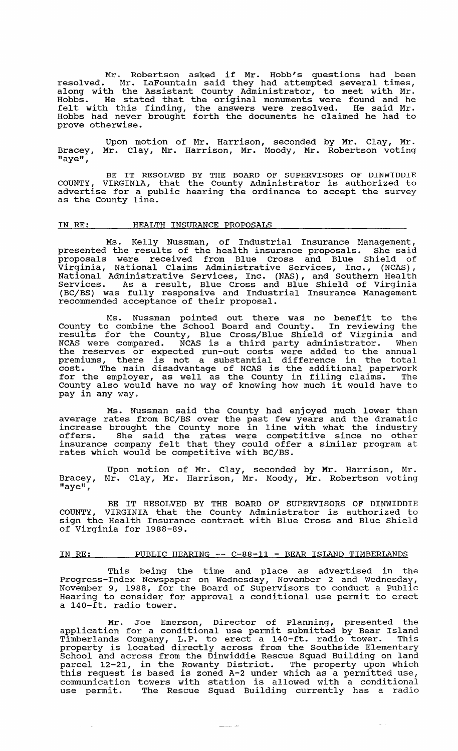Mr. Robertson asked if Mr. Hobb's questions had been resolved. Mr. LaFountain said they had attempted several times, along with the Assistant County Administrator, to meet with Mr. Hobbs. He stated that the original monuments were found and he felt with this finding, the answers were resolved. He said Mr. Hobbs had never brought forth the documents he claimed he had to prove otherwise.

Upon motion of Mr. Harrison, seconded by Mr. Clay, Mr. Bracey, Mr. Clay, Mr. Harrison, Mr. Moody, Mr. Robertson voting "aye",

BE IT RESOLVED BY THE BOARD OF SUPERVISORS OF DINWIDDIE COUNTY, VIRGINIA, that the County Administrator is authorized to advertise for a public hearing the ordinance to accept the survey as the County line.

IN RE: HEALTH INSURANCE PROPOSALS

Ms. Kelly Nussman, of Industrial Insurance Management, presented the results of the health insurance proposals. She said proposals were received from Blue Cross and Blue Shield of Virginia, National Claims Administrative Services, Inc., (NCAS), National Administrative Services, Inc. (NAS), and Southern Health Services. As a result, Blue Cross and Blue Shield of Virginia (BC/BS) was fully responsive and Industrial Insurance Management recommended acceptance of their proposal.

Ms. Nussman pointed out there was no benefit to the County to combine the School Board and County. In reviewing the results for the County, Blue Cross/Blue Shield of Virginia and NCAS were compared. NCAS is a third party administrator. When the reserves or expected run-out costs were added to the annual premiums, there is not a substantial difference in the total cost. The main disadvantage of NCAS is the additional paperwork for the employer, as well as the County in filing claims. The County also would have no way of knowing how much it would have to pay in any way.

Ms. Nussman said the County had enjoyed much lower than average rates from BC/BS over the past few years and the dramatic increase brought the County more in line with what the industry offers. She said the rates were competitive since no other insurance company felt that they could offer a similar program at rates which would be competitive with BC/BS.

Upon motion of Mr. Clay, seconded by Mr. Harrison, Mr. Bracey, Mr. Clay, Mr. Harrison, Mr. Moody, Mr. Robertson voting "aye",

BE IT RESOLVED BY THE BOARD OF SUPERVISORS OF DINWIDDIE COUNTY, VIRGINIA that the County Administrator is authorized to sign the Health Insurance contract with Blue Cross and Blue Shield of Virginia for 1988-89.

IN RE: PUBLIC HEARING -- C-88-11 - BEAR ISLAND TIMBERLANDS

This being the time and place as advertised in the Progress-Index Newspaper on Wednesday, November 2 and Wednesday, November 9, 1988, for the Board of Supervisors to conduct a Public Hearing to consider for approval a conditional use permit to erect a 140-ft. radio tower.

Mr. Joe Emerson, Director of Planning, presented the application for a conditional use permit submitted by Bear Island Timberlands Company, L.P. to erect a 140-ft. radio tower. This property is located directly across from the Southside Elementary School and across from the Dinwiddie Rescue Squad Building on land parcel 12-21, in the Rowanty District. The property upon which this request is based is zoned A-2 under which as a permitted use, communication towers with station is allowed with a conditional use permit. The Rescue Squad Building currently has a radio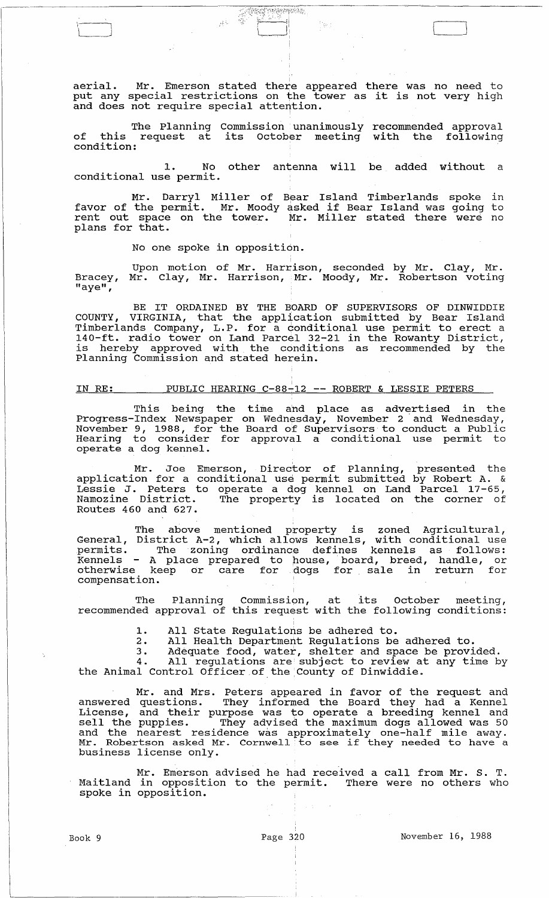aerial. Mr. Emerson stated there appeared there was no need to put any special restrictions on the tower as it is not very high and does not require special attention.

The Planning Commission unanimously recommended approval of this request at its October meeting with the following condition:

1. No other antenna will be added without a conditional use permit.

Mr. Darryl Miller of Bear Island Timberlands spoke in favor of the permit. Mr. Moody asked if Bear Island was going to rent out space on the tower. Mr. Miller stated there were no plans for that.

No one spoke in opposition.

Upon motion of Mr. Harrison, seconded by Mr. Clay, Mr. Bracey, Mr. Clay, Mr. Harrison, Mr. Moody, Mr. Robertson voting "aye",

BE IT ORDAINED BY THE BOARD OF SUPERVISORS OF DINWIDDIE COUNTY, VIRGINIA, that the application submitted by Bear Island Timberlands Company, L.P. for a conditional use permit to erect a 140-ft. radio tower on Land Parcel 32-21 in the Rowanty District, is hereby approved with the conditions as recommended by the Planning Commission and stated herein.

IN RE: PUBLIC HEARING C-88-12 -- ROBERT & LESSIE PETERS

This being the time and place as advertised in the Progress-Index Newspaper on Wednesday, November 2 and Wednesday, November 9, 1988, for the Board of Supervisors to conduct a Public Hearing to consider for approval a conditional use permit to operate a dog kennel.

Mr. Joe Emerson, Director of Planning, presented the application for a conditional use permit submitted by Robert A. & Lessie J. Peters to operate a dog kennel on Land Parcel 17-65, Namozine District. The property is located on the corner of Routes 460 and 627.

The above mentioned property is zoned Agricultural, General, District A-2, which allows kennels, with conditional use permits. The zoning ordinance defines kennels as follows: Kennels - A place prepared to house, board, breed, handle, or otherwise keep or care for dogs for sale in return for compensation.

The Planning Commission, at its October meeting, recommended approval of this request with the following conditions:

1. All State Regulations be adhered to.
2. All Health Department Regulations be adhered to.
3. Adequate food, water, shelter and space be provided.
4. All regulations are subject to review at any time by the Animal Control Officer of the County of Dinwiddie.

Mr. and Mrs. Peters appeared in favor of the request and answered questions. They informed the Board they had a Kennel License, and their purpose was to operate a breeding kennel and sell the puppies. They advised the maximum dogs allowed was 50 and the nearest residence was approximately one-half mile away. Mr. Robertson asked Mr. Cornwell to see if they needed to have a business license only.

Mr. Emerson advised he had received a call from Mr. S. T. Maitland in opposition to the permit. There were no others who spoke in opposition.

Book 9 Page 320 November 16, 1988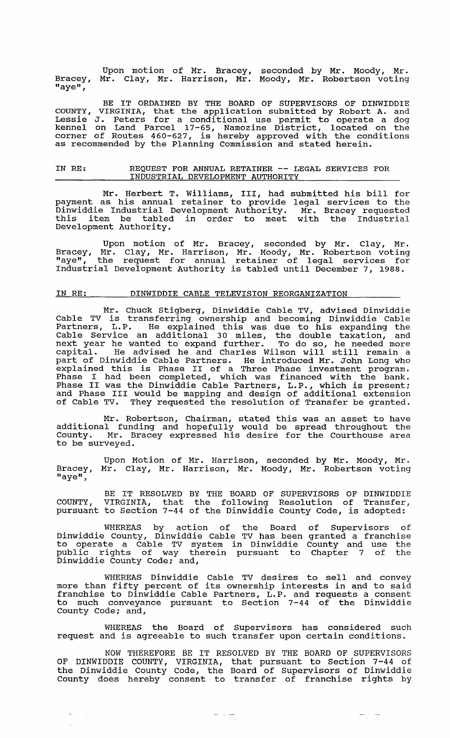Upon motion of Mr. Bracey, seconded by Mr. Moody, Mr. Bracey, Mr. Clay, Mr. Harrison, Mr. Moody, Mr. Robertson voting "aye",

BE IT ORDAINED BY THE BOARD OF SUPERVISORS OF DINWIDDIE COUNTY, VIRGINIA, that the application submitted by Robert A. and Lessie J. Peters for a conditional use permit to operate a dog kennel on Land Parcel 17-65, Namozine District, located on the corner of Routes 460-627, is hereby approved with the conditions as recommended by the Planning Commission and stated herein.

IN RE: REQUEST FOR ANNUAL RETAINER -- LEGAL SERVICES FOR INDUSTRIAL DEVELOPMENT AUTHORITY

Mr. Herbert T. Williams, III, had submitted his bill for payment as his annual retainer to provide legal services to the Dinwiddie Industrial Development Authority. Mr. Bracey requested this item be tabled in order to meet with the Industrial Development Authority.

Upon motion of Mr. Bracey, seconded by Mr. Clay, Mr. Bracey, Mr. Clay, Mr. Harrison, Mr. Moody, Mr. Robertson voting "aye", the request for annual retainer of legal services for Industrial Development Authority is tabled until December 7, 1988.

IN RE: DINWIDDIE CABLE TELEVISION REORGANIZATION

Mr. Chuck Stigberg, Dinwiddie Cable TV, advised Dinwiddie Cable TV is transferring ownership and becoming Dinwiddie Cable Partners, L.P. He explained this was due to his expanding the Cable Service an additional 30 miles, the double taxation, and next year he wanted to expand further. To do so, he needed more capital. He advised he and Charles Wilson will still remain a part of Dinwiddie Cable Partners. He introduced Mr. John Long who explained this is Phase II of a Three Phase investment program. Phase I had been completed, which was financed with the bank. Phase II was the Dinwiddie Cable Partners, L.P., which is present; and Phase III would be mapping and design of additional extension of Cable TV. They requested the resolution of Transfer be granted.

Mr. Robertson, Chairman, stated this was an asset to have additional funding and hopefully would be spread throughout the County. Mr. Bracey expressed his desire for the Courthouse area to be surveyed.

Upon Motion of Mr. Harrison, seconded by Mr. Moody, Mr. Bracey, Mr. Clay, Mr. Harrison, Mr. Moody, Mr. Robertson voting "aye",

BE IT RESOLVED BY THE BOARD OF SUPERVISORS OF DINWIDDIE COUNTY, VIRGINIA, that the following Resolution of Transfer, pursuant to Section 7-44 of the Dinwiddie County Code, is adopted:

WHEREAS by action of the Board of Supervisors of Dinwiddie County, Dinwiddie Cable TV has been granted a franchise to operate a Cable TV system in Dinwiddie County and use the public rights of way therein pursuant to Chapter 7 of the Dinwiddie County Code; and,

WHEREAS Dinwiddie Cable TV desires to sell and convey more than fifty percent of its ownership interests in and to said franchise to Dinwiddie Cable Partners, L.P. and requests a consent to such conveyance pursuant to Section 7-44 of the Dinwiddie County Code; and,

WHEREAS the Board of Supervisors has considered such request and is agreeable to such transfer upon certain conditions.

NOW THEREFORE BE IT RESOLVED BY THE BOARD OF SUPERVISORS OF DINWIDDIE COUNTY, VIRGINIA, that pursuant to Section 7-44 of the Dinwiddie County Code, the Board of Supervisors of Dinwiddie County does hereby consent to transfer of franchise rights by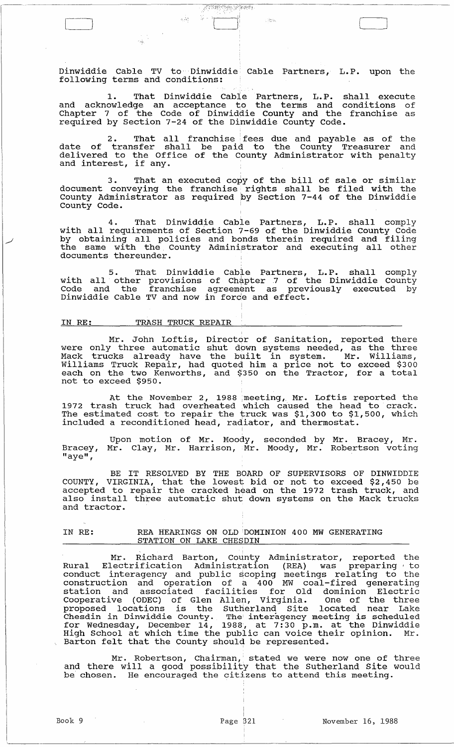Dinwiddie Cable TV to Dinwiddie Cable Partners, L.P. upon the following terms and conditions:

1. That Dinwiddie Cable Partners, L.P. shall execute and acknowledge an acceptance to the terms and conditions of Chapter 7 of the Code of Dinwiddie County and the franchise as required by Section 7-24 of the Dinwiddie County Code.

2. That all franchise fees due and payable as of the date of transfer shall be paid to the County Treasurer and delivered to the Office of the County Administrator with penalty and interest, if any.

3. That an executed copy of the bill of sale or similar document conveying the franchise rights shall be filed with the County Administrator as required by Section 7-44 of the Dinwiddie County Code.

4. That Dinwiddie Cable Partners, L.P. shall comply with all requirements of Section 7-69 of the Dinwiddie County Code by obtaining all policies and bonds therein required and filing the same with the County Administrator and executing all other documents thereunder.

5. That Dinwiddie Cable Partners, L.P. shall comply with all other provisions of Chapter 7 of the Dinwiddie County Code and the franchise agreement as previously executed by Dinwiddie Cable TV and now in force and effect.

IN RE: TRASH TRUCK REPAIR

Mr. John Loftis, Director of Sanitation, reported there were only three automatic shut down systems needed, as the three Mack trucks already have the built in system. Mr. Williams, Williams Truck Repair, had quoted him a price not to exceed $300 each on the two Kenworths, and $350 on the Tractor, for a total not to exceed $950.

At the November 2, 1988 meeting, Mr. Loftis reported the 1972 trash truck had overheated which caused the head to crack. The estimated cost to repair the truck was $1,300 to $1,500, which included a reconditioned head, radiator, and thermostat.

Upon motion of Mr. Moody, seconded by Mr. Bracey, Mr. Bracey, Mr. Clay, Mr. Harrison, Mr. Moody, Mr. Robertson voting "aye",

BE IT RESOLVED BY THE BOARD OF SUPERVISORS OF DINWIDDIE COUNTY, VIRGINIA, that the lowest bid or not to exceed $2,450 be accepted to repair the cracked head on the 1972 trash truck, and also install three automatic shut down systems on the Mack trucks and tractor.

IN RE: REA HEARINGS ON OLD DOMINION 400 MW GENERATING STATION ON LAKE CHESDIN

Mr. Richard Barton, County Administrator, reported the Rural Electrification Administration (REA) was preparing to conduct interagency and public scoping meetings relating to the construction and operation of a 400 MW coal-fired generating station and associated facilities for Old dominion Electric Cooperative (ODEC) of Glen Allen, Virginia. One of the three proposed locations is the Sutherland Site located near Lake Chesdin in Dinwiddie County. The interagency meeting is scheduled for Wednesday, December 14, 1988, at 7:30 p.m. at the Dinwiddie High School at which time the public can voice their opinion. Mr. Barton felt that the County should be represented.

Mr. Robertson, Chairman, stated we were now one of three and there will a good possibility that the Sutherland Site would be chosen. He encouraged the citizens to attend this meeting.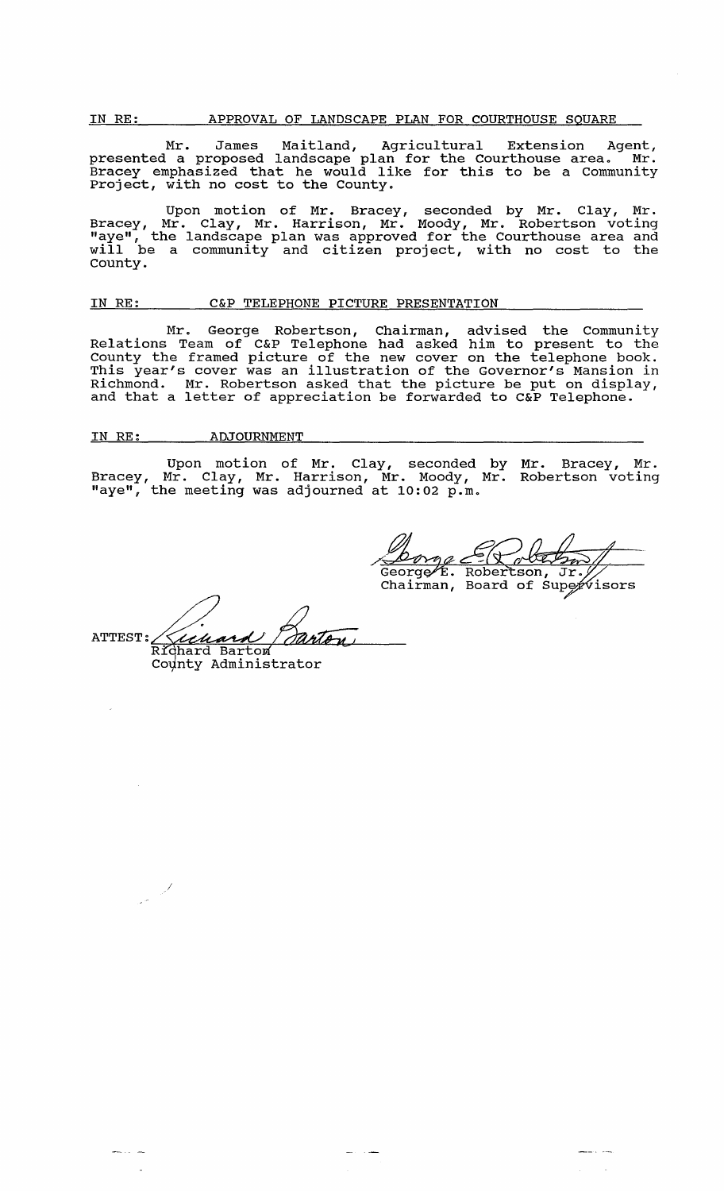IN RE: APPROVAL OF LANDSCAPE PLAN FOR COURTHOUSE SQUARE

Mr. James Maitland, Agricultural Extension Agent, presented a proposed landscape plan for the Courthouse area. Mr. Bracey emphasized that he would like for this to be a Community Project, with no cost to the County.

Upon motion of Mr. Bracey, seconded by Mr. Clay, Mr. Bracey, Mr. Clay, Mr. Harrison, Mr. Moody, Mr. Robertson voting "aye", the landscape plan was approved for the Courthouse area and will be a community and citizen project, with no cost to the County.

IN RE: C&P TELEPHONE PICTURE PRESENTATION

Mr. George Robertson, Chairman, advised the Community Relations Team of C&P Telephone had asked him to present to the County the framed picture of the new cover on the telephone book. This year's cover was an illustration of the Governor's Mansion in Richmond. Mr. Robertson asked that the picture be put on display, and that a letter of appreciation be forwarded to C&P Telephone.

IN RE: ADJOURNMENT

Upon motion of Mr. Clay, seconded by Mr. Bracey, Mr. Bracey, Mr. Clay, Mr. Harrison, Mr. Moody, Mr. Robertson voting "aye", the meeting was adjourned at 10:02 p.m.

George E. Robertson, Jr.
Chairman, Board of Supervisors

ATTEST:
Richard Barton
County Administrator